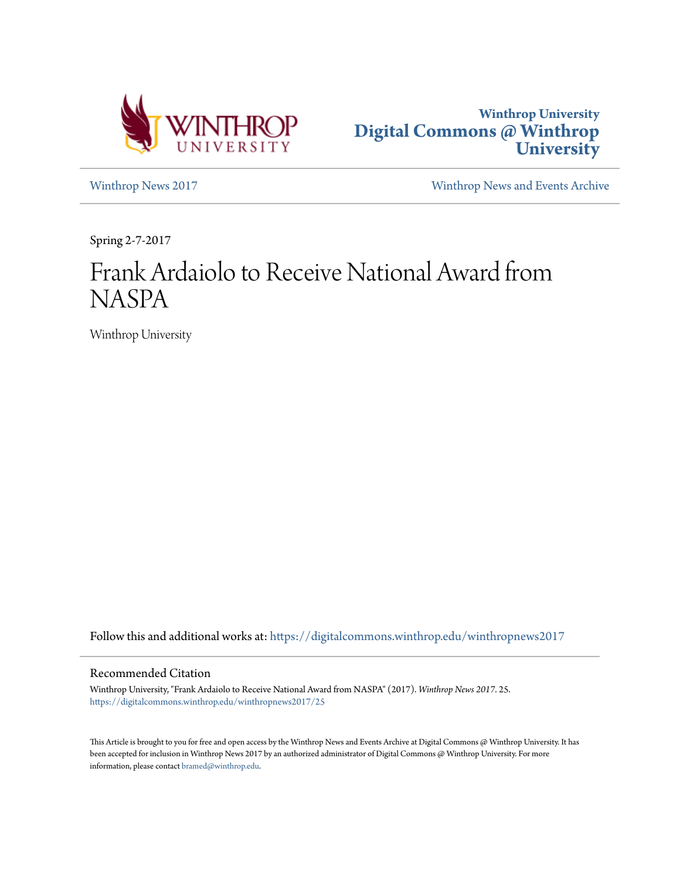Winthrop University
Digital Commons @ Winthrop University

Winthrop News 2017

Winthrop News and Events Archive

Spring 2-7-2017

# Frank Ardaiolo to Receive National Award from NASPA

Winthrop University

Follow this and additional works at: https://digitalcommons.winthrop.edu/winthropnews2017

## Recommended Citation

Winthrop University, "Frank Ardaiolo to Receive National Award from NASPA" (2017). *Winthrop News 2017*. 25.
https://digitalcommons.winthrop.edu/winthropnews2017/25

This Article is brought to you for free and open access by the Winthrop News and Events Archive at Digital Commons @ Winthrop University. It has been accepted for inclusion in Winthrop News 2017 by an authorized administrator of Digital Commons @ Winthrop University. For more information, please contact bramed@winthrop.edu.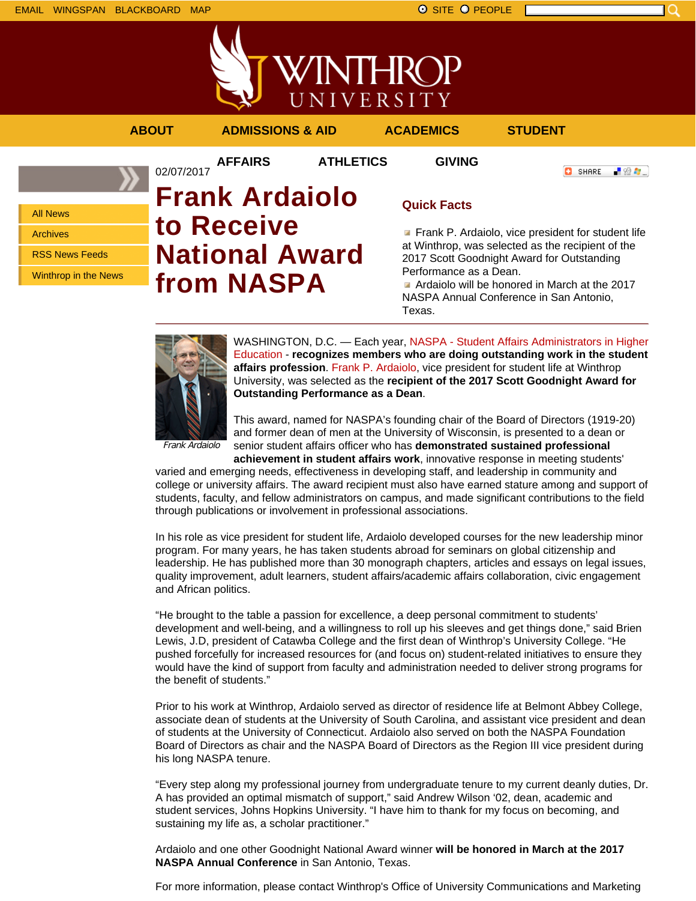EMAIL WINGSPAN BLACKBOARD MAP

SITE PEOPLE

ABOUT ADMISSIONS & AID ACADEMICS STUDENT AFFAIRS ATHLETICS GIVING

- All News
- Archives
- RSS News Feeds
- Winthrop in the News

02/07/2017

# Frank Ardaiolo to Receive National Award from NASPA

## Quick Facts

- Frank P. Ardaiolo, vice president for student life at Winthrop, was selected as the recipient of the 2017 Scott Goodnight Award for Outstanding Performance as a Dean.
- Ardaiolo will be honored in March at the 2017 NASPA Annual Conference in San Antonio, Texas.

*Frank Ardaiolo*

WASHINGTON, D.C. — Each year, NASPA - Student Affairs Administrators in Higher Education - **recognizes members who are doing outstanding work in the student affairs profession**. Frank P. Ardaiolo, vice president for student life at Winthrop University, was selected as the **recipient of the 2017 Scott Goodnight Award for Outstanding Performance as a Dean**.

This award, named for NASPA's founding chair of the Board of Directors (1919-20) and former dean of men at the University of Wisconsin, is presented to a dean or senior student affairs officer who has **demonstrated sustained professional achievement in student affairs work**, innovative response in meeting students' varied and emerging needs, effectiveness in developing staff, and leadership in community and college or university affairs. The award recipient must also have earned stature among and support of students, faculty, and fellow administrators on campus, and made significant contributions to the field through publications or involvement in professional associations.

In his role as vice president for student life, Ardaiolo developed courses for the new leadership minor program. For many years, he has taken students abroad for seminars on global citizenship and leadership. He has published more than 30 monograph chapters, articles and essays on legal issues, quality improvement, adult learners, student affairs/academic affairs collaboration, civic engagement and African politics.

"He brought to the table a passion for excellence, a deep personal commitment to students' development and well-being, and a willingness to roll up his sleeves and get things done," said Brien Lewis, J.D, president of Catawba College and the first dean of Winthrop's University College. "He pushed forcefully for increased resources for (and focus on) student-related initiatives to ensure they would have the kind of support from faculty and administration needed to deliver strong programs for the benefit of students."

Prior to his work at Winthrop, Ardaiolo served as director of residence life at Belmont Abbey College, associate dean of students at the University of South Carolina, and assistant vice president and dean of students at the University of Connecticut. Ardaiolo also served on both the NASPA Foundation Board of Directors as chair and the NASPA Board of Directors as the Region III vice president during his long NASPA tenure.

"Every step along my professional journey from undergraduate tenure to my current deanly duties, Dr. A has provided an optimal mismatch of support," said Andrew Wilson '02, dean, academic and student services, Johns Hopkins University. "I have him to thank for my focus on becoming, and sustaining my life as, a scholar practitioner."

Ardaiolo and one other Goodnight National Award winner **will be honored in March at the 2017 NASPA Annual Conference** in San Antonio, Texas.

For more information, please contact Winthrop's Office of University Communications and Marketing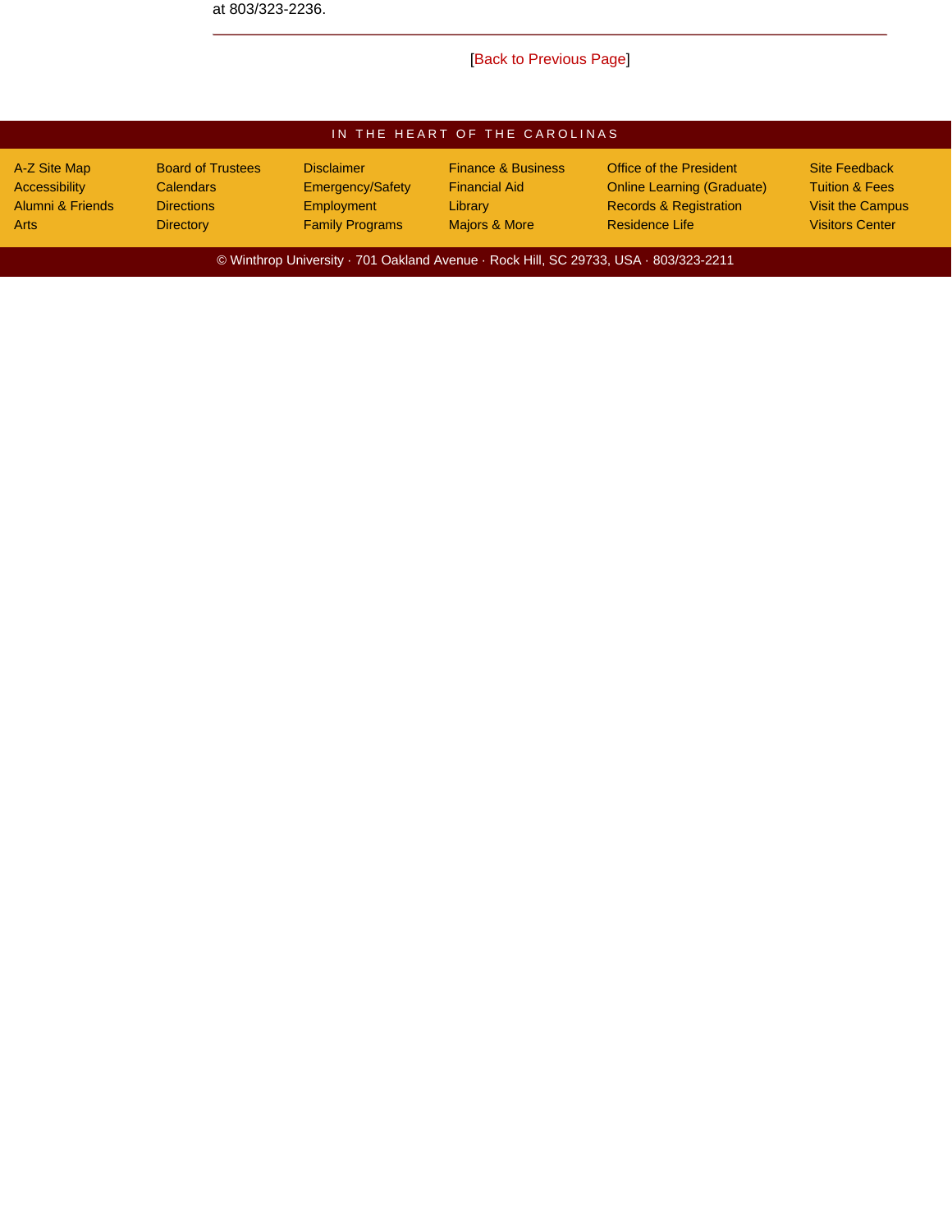at 803/323-2236.

---

[Back to Previous Page]

IN THE HEART OF THE CAROLINAS

A-Z Site Map
Accessibility
Alumni & Friends
Arts
Board of Trustees
Calendars
Directions
Directory
Disclaimer
Emergency/Safety
Employment
Family Programs
Finance & Business
Financial Aid
Library
Majors & More
Office of the President
Online Learning (Graduate)
Records & Registration
Residence Life
Site Feedback
Tuition & Fees
Visit the Campus
Visitors Center

© Winthrop University · 701 Oakland Avenue · Rock Hill, SC 29733, USA · 803/323-2211